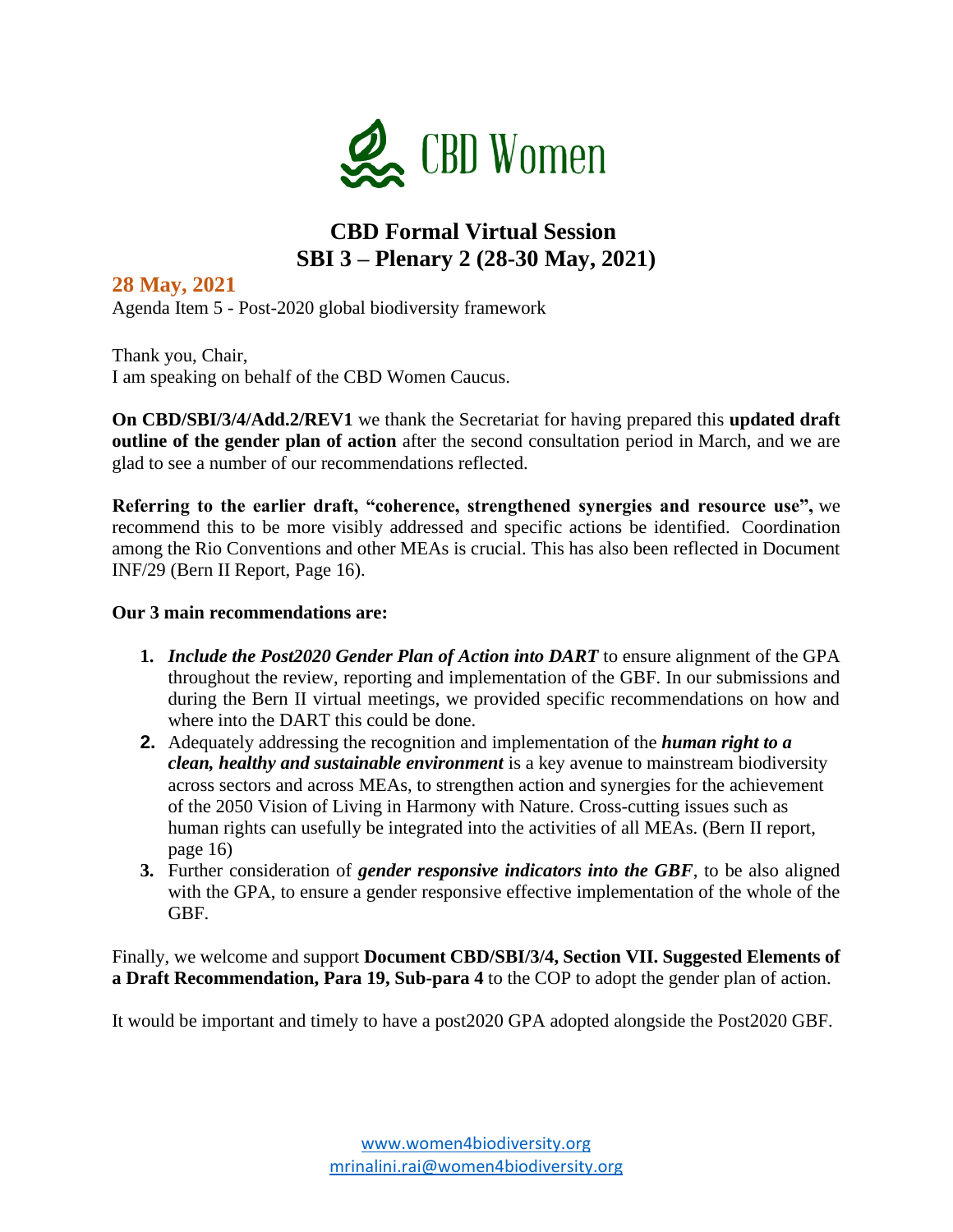CBD Women

# CBD Formal Virtual Session
## SBI 3 – Plenary 2 (28-30 May, 2021)

### 28 May, 2021

Agenda Item 5 - Post-2020 global biodiversity framework

Thank you, Chair,
I am speaking on behalf of the CBD Women Caucus.

**On CBD/SBI/3/4/Add.2/REV1** we thank the Secretariat for having prepared this **updated draft outline of the gender plan of action** after the second consultation period in March, and we are glad to see a number of our recommendations reflected.

**Referring to the earlier draft, "coherence, strengthened synergies and resource use",** we recommend this to be more visibly addressed and specific actions be identified. Coordination among the Rio Conventions and other MEAs is crucial. This has also been reflected in Document INF/29 (Bern II Report, Page 16).

**Our 3 main recommendations are:**

1. ***Include the Post2020 Gender Plan of Action into DART*** to ensure alignment of the GPA throughout the review, reporting and implementation of the GBF. In our submissions and during the Bern II virtual meetings, we provided specific recommendations on how and where into the DART this could be done.
2. Adequately addressing the recognition and implementation of the ***human right to a clean, healthy and sustainable environment*** is a key avenue to mainstream biodiversity across sectors and across MEAs, to strengthen action and synergies for the achievement of the 2050 Vision of Living in Harmony with Nature. Cross-cutting issues such as human rights can usefully be integrated into the activities of all MEAs. (Bern II report, page 16)
3. Further consideration of ***gender responsive indicators into the GBF***, to be also aligned with the GPA, to ensure a gender responsive effective implementation of the whole of the GBF.

Finally, we welcome and support **Document CBD/SBI/3/4, Section VII. Suggested Elements of a Draft Recommendation, Para 19, Sub-para 4** to the COP to adopt the gender plan of action.

It would be important and timely to have a post2020 GPA adopted alongside the Post2020 GBF.

www.women4biodiversity.org
mrinalini.rai@women4biodiversity.org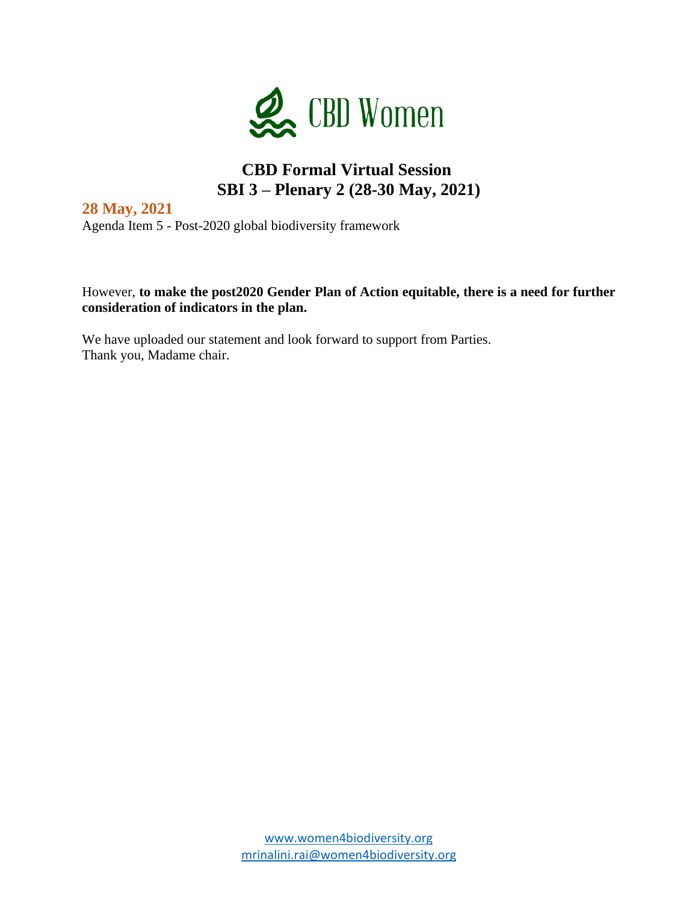CBD Women

# CBD Formal Virtual Session
# SBI 3 – Plenary 2 (28-30 May, 2021)

**28 May, 2021**

Agenda Item 5 - Post-2020 global biodiversity framework

However, **to make the post2020 Gender Plan of Action equitable, there is a need for further consideration of indicators in the plan.**

We have uploaded our statement and look forward to support from Parties.
Thank you, Madame chair.

www.women4biodiversity.org
mrinalini.rai@women4biodiversity.org